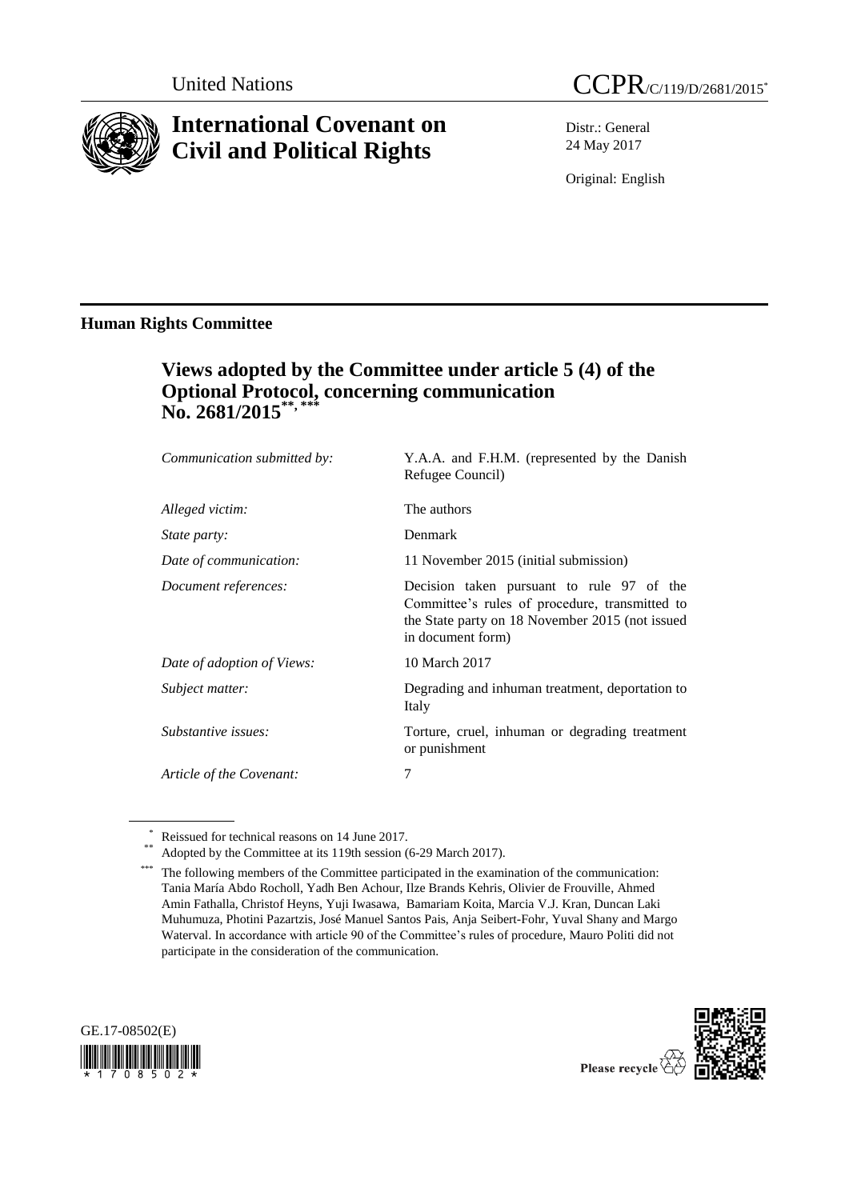United Nations

CCPR/C/119/D/2681/2015[*]

# International Covenant on Civil and Political Rights

Distr.: General
24 May 2017

Original: English

## Human Rights Committee

### Views adopted by the Committee under article 5 (4) of the Optional Protocol, concerning communication No. 2681/2015[**], [***]

| | |
|---|---|
| *Communication submitted by:* | Y.A.A. and F.H.M. (represented by the Danish Refugee Council) |
| *Alleged victim:* | The authors |
| *State party:* | Denmark |
| *Date of communication:* | 11 November 2015 (initial submission) |
| *Document references:* | Decision taken pursuant to rule 97 of the Committee's rules of procedure, transmitted to the State party on 18 November 2015 (not issued in document form) |
| *Date of adoption of Views:* | 10 March 2017 |
| *Subject matter:* | Degrading and inhuman treatment, deportation to Italy |
| *Substantive issues:* | Torture, cruel, inhuman or degrading treatment or punishment |
| *Article of the Covenant:* | 7 |

[*] Reissued for technical reasons on 14 June 2017.

[**] Adopted by the Committee at its 119th session (6-29 March 2017).

[***] The following members of the Committee participated in the examination of the communication: Tania María Abdo Rocholl, Yadh Ben Achour, Ilze Brands Kehris, Olivier de Frouville, Ahmed Amin Fathalla, Christof Heyns, Yuji Iwasawa, Bamariam Koita, Marcia V.J. Kran, Duncan Laki Muhumuza, Photini Pazartzis, José Manuel Santos Pais, Anja Seibert-Fohr, Yuval Shany and Margo Waterval. In accordance with article 90 of the Committee's rules of procedure, Mauro Politi did not participate in the consideration of the communication.

GE.17-08502(E)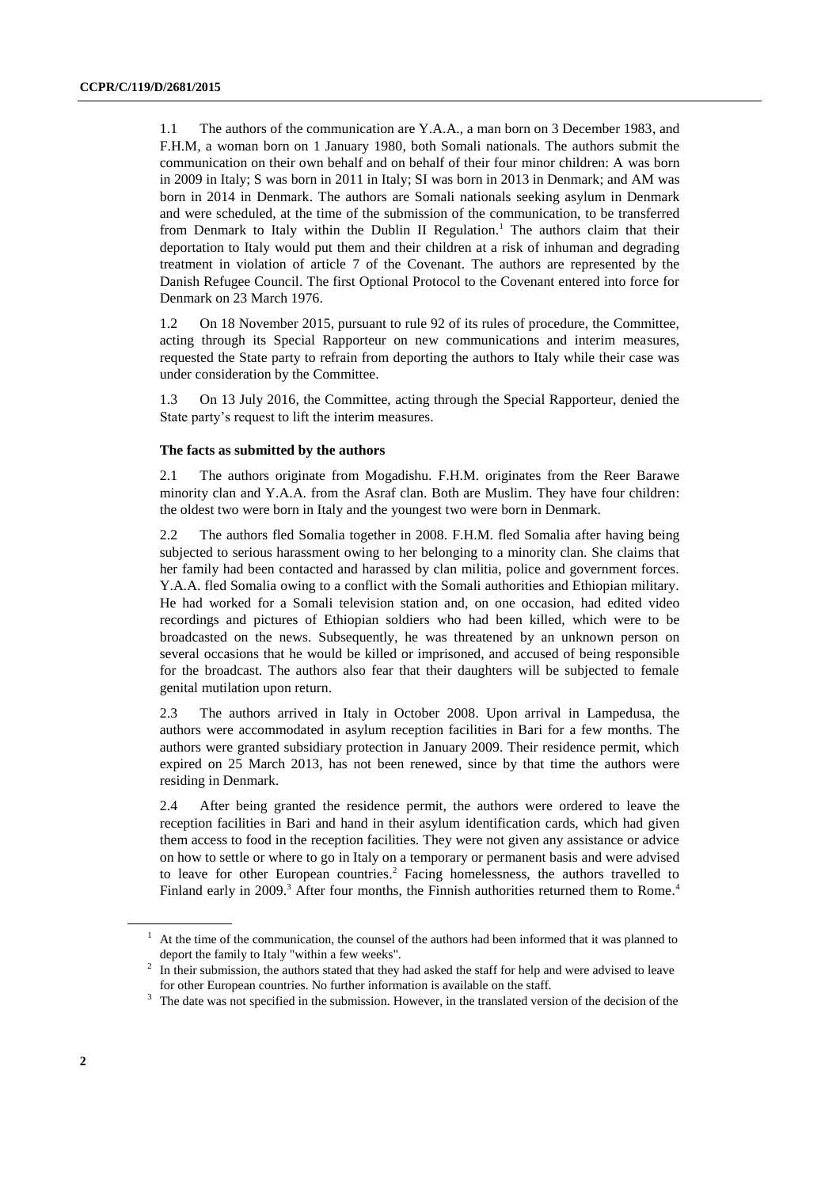1.1 The authors of the communication are Y.A.A., a man born on 3 December 1983, and F.H.M, a woman born on 1 January 1980, both Somali nationals. The authors submit the communication on their own behalf and on behalf of their four minor children: A was born in 2009 in Italy; S was born in 2011 in Italy; SI was born in 2013 in Denmark; and AM was born in 2014 in Denmark. The authors are Somali nationals seeking asylum in Denmark and were scheduled, at the time of the submission of the communication, to be transferred from Denmark to Italy within the Dublin II Regulation.[1] The authors claim that their deportation to Italy would put them and their children at a risk of inhuman and degrading treatment in violation of article 7 of the Covenant. The authors are represented by the Danish Refugee Council. The first Optional Protocol to the Covenant entered into force for Denmark on 23 March 1976.

1.2 On 18 November 2015, pursuant to rule 92 of its rules of procedure, the Committee, acting through its Special Rapporteur on new communications and interim measures, requested the State party to refrain from deporting the authors to Italy while their case was under consideration by the Committee.

1.3 On 13 July 2016, the Committee, acting through the Special Rapporteur, denied the State party's request to lift the interim measures.

**The facts as submitted by the authors**

2.1 The authors originate from Mogadishu. F.H.M. originates from the Reer Barawe minority clan and Y.A.A. from the Asraf clan. Both are Muslim. They have four children: the oldest two were born in Italy and the youngest two were born in Denmark.

2.2 The authors fled Somalia together in 2008. F.H.M. fled Somalia after having being subjected to serious harassment owing to her belonging to a minority clan. She claims that her family had been contacted and harassed by clan militia, police and government forces. Y.A.A. fled Somalia owing to a conflict with the Somali authorities and Ethiopian military. He had worked for a Somali television station and, on one occasion, had edited video recordings and pictures of Ethiopian soldiers who had been killed, which were to be broadcasted on the news. Subsequently, he was threatened by an unknown person on several occasions that he would be killed or imprisoned, and accused of being responsible for the broadcast. The authors also fear that their daughters will be subjected to female genital mutilation upon return.

2.3 The authors arrived in Italy in October 2008. Upon arrival in Lampedusa, the authors were accommodated in asylum reception facilities in Bari for a few months. The authors were granted subsidiary protection in January 2009. Their residence permit, which expired on 25 March 2013, has not been renewed, since by that time the authors were residing in Denmark.

2.4 After being granted the residence permit, the authors were ordered to leave the reception facilities in Bari and hand in their asylum identification cards, which had given them access to food in the reception facilities. They were not given any assistance or advice on how to settle or where to go in Italy on a temporary or permanent basis and were advised to leave for other European countries.[2] Facing homelessness, the authors travelled to Finland early in 2009.[3] After four months, the Finnish authorities returned them to Rome.[4]

[1] At the time of the communication, the counsel of the authors had been informed that it was planned to deport the family to Italy "within a few weeks".

[2] In their submission, the authors stated that they had asked the staff for help and were advised to leave for other European countries. No further information is available on the staff.

[3] The date was not specified in the submission. However, in the translated version of the decision of the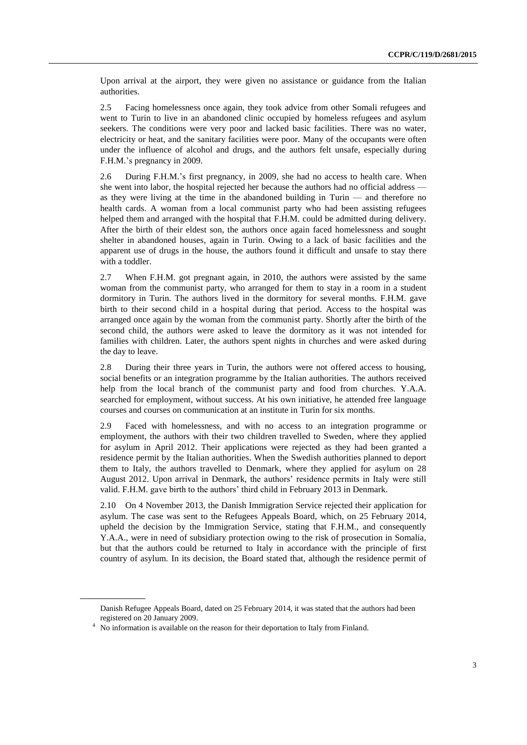Upon arrival at the airport, they were given no assistance or guidance from the Italian authorities.

2.5 Facing homelessness once again, they took advice from other Somali refugees and went to Turin to live in an abandoned clinic occupied by homeless refugees and asylum seekers. The conditions were very poor and lacked basic facilities. There was no water, electricity or heat, and the sanitary facilities were poor. Many of the occupants were often under the influence of alcohol and drugs, and the authors felt unsafe, especially during F.H.M.'s pregnancy in 2009.

2.6 During F.H.M.'s first pregnancy, in 2009, she had no access to health care. When she went into labor, the hospital rejected her because the authors had no official address — as they were living at the time in the abandoned building in Turin — and therefore no health cards. A woman from a local communist party who had been assisting refugees helped them and arranged with the hospital that F.H.M. could be admitted during delivery. After the birth of their eldest son, the authors once again faced homelessness and sought shelter in abandoned houses, again in Turin. Owing to a lack of basic facilities and the apparent use of drugs in the house, the authors found it difficult and unsafe to stay there with a toddler.

2.7 When F.H.M. got pregnant again, in 2010, the authors were assisted by the same woman from the communist party, who arranged for them to stay in a room in a student dormitory in Turin. The authors lived in the dormitory for several months. F.H.M. gave birth to their second child in a hospital during that period. Access to the hospital was arranged once again by the woman from the communist party. Shortly after the birth of the second child, the authors were asked to leave the dormitory as it was not intended for families with children. Later, the authors spent nights in churches and were asked during the day to leave.

2.8 During their three years in Turin, the authors were not offered access to housing, social benefits or an integration programme by the Italian authorities. The authors received help from the local branch of the communist party and food from churches. Y.A.A. searched for employment, without success. At his own initiative, he attended free language courses and courses on communication at an institute in Turin for six months.

2.9 Faced with homelessness, and with no access to an integration programme or employment, the authors with their two children travelled to Sweden, where they applied for asylum in April 2012. Their applications were rejected as they had been granted a residence permit by the Italian authorities. When the Swedish authorities planned to deport them to Italy, the authors travelled to Denmark, where they applied for asylum on 28 August 2012. Upon arrival in Denmark, the authors' residence permits in Italy were still valid. F.H.M. gave birth to the authors' third child in February 2013 in Denmark.

2.10 On 4 November 2013, the Danish Immigration Service rejected their application for asylum. The case was sent to the Refugees Appeals Board, which, on 25 February 2014, upheld the decision by the Immigration Service, stating that F.H.M., and consequently Y.A.A., were in need of subsidiary protection owing to the risk of prosecution in Somalia, but that the authors could be returned to Italy in accordance with the principle of first country of asylum. In its decision, the Board stated that, although the residence permit of

---

Danish Refugee Appeals Board, dated on 25 February 2014, it was stated that the authors had been registered on 20 January 2009.

[4] No information is available on the reason for their deportation to Italy from Finland.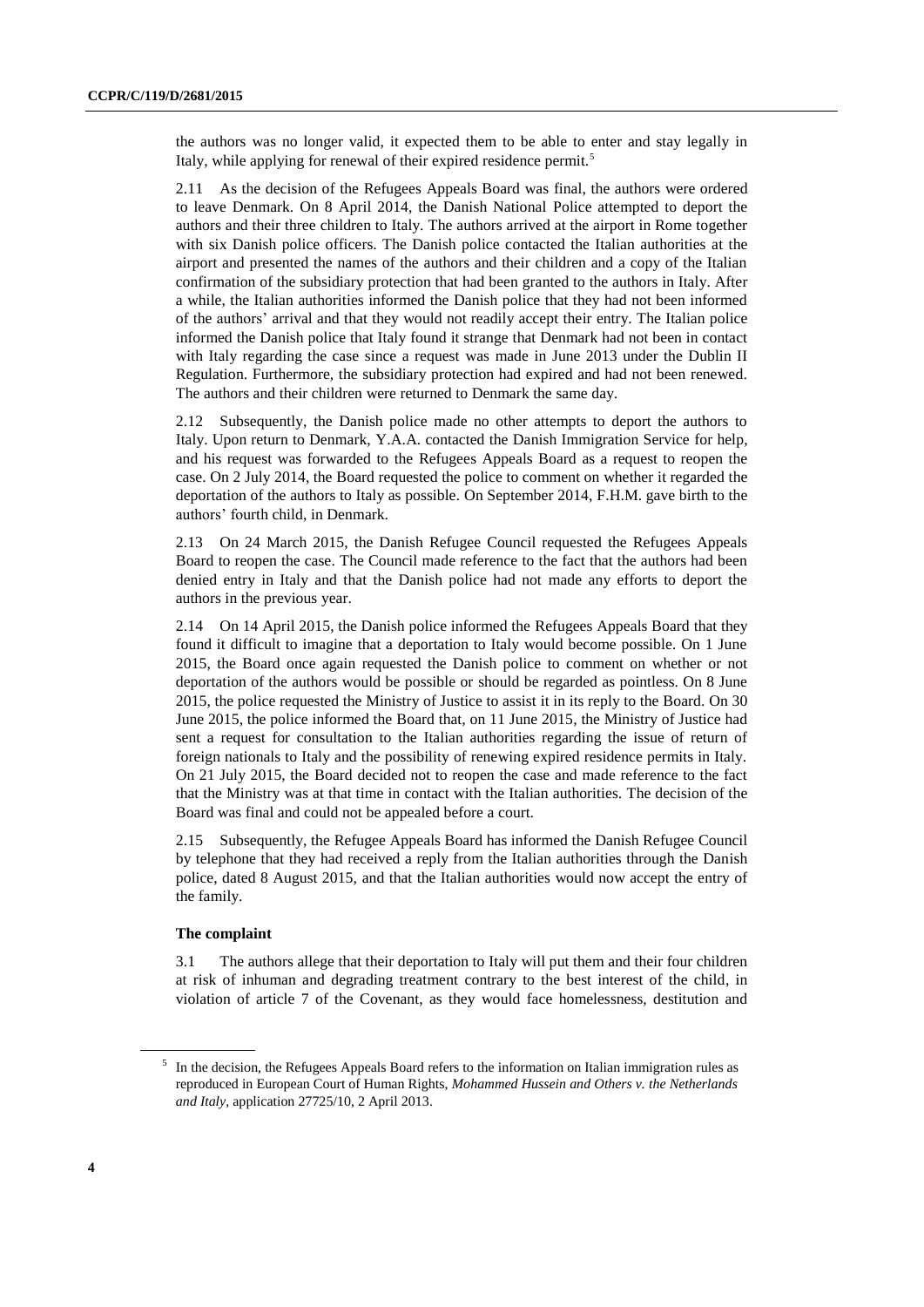the authors was no longer valid, it expected them to be able to enter and stay legally in Italy, while applying for renewal of their expired residence permit.[5]

2.11 As the decision of the Refugees Appeals Board was final, the authors were ordered to leave Denmark. On 8 April 2014, the Danish National Police attempted to deport the authors and their three children to Italy. The authors arrived at the airport in Rome together with six Danish police officers. The Danish police contacted the Italian authorities at the airport and presented the names of the authors and their children and a copy of the Italian confirmation of the subsidiary protection that had been granted to the authors in Italy. After a while, the Italian authorities informed the Danish police that they had not been informed of the authors' arrival and that they would not readily accept their entry. The Italian police informed the Danish police that Italy found it strange that Denmark had not been in contact with Italy regarding the case since a request was made in June 2013 under the Dublin II Regulation. Furthermore, the subsidiary protection had expired and had not been renewed. The authors and their children were returned to Denmark the same day.

2.12 Subsequently, the Danish police made no other attempts to deport the authors to Italy. Upon return to Denmark, Y.A.A. contacted the Danish Immigration Service for help, and his request was forwarded to the Refugees Appeals Board as a request to reopen the case. On 2 July 2014, the Board requested the police to comment on whether it regarded the deportation of the authors to Italy as possible. On September 2014, F.H.M. gave birth to the authors' fourth child, in Denmark.

2.13 On 24 March 2015, the Danish Refugee Council requested the Refugees Appeals Board to reopen the case. The Council made reference to the fact that the authors had been denied entry in Italy and that the Danish police had not made any efforts to deport the authors in the previous year.

2.14 On 14 April 2015, the Danish police informed the Refugees Appeals Board that they found it difficult to imagine that a deportation to Italy would become possible. On 1 June 2015, the Board once again requested the Danish police to comment on whether or not deportation of the authors would be possible or should be regarded as pointless. On 8 June 2015, the police requested the Ministry of Justice to assist it in its reply to the Board. On 30 June 2015, the police informed the Board that, on 11 June 2015, the Ministry of Justice had sent a request for consultation to the Italian authorities regarding the issue of return of foreign nationals to Italy and the possibility of renewing expired residence permits in Italy. On 21 July 2015, the Board decided not to reopen the case and made reference to the fact that the Ministry was at that time in contact with the Italian authorities. The decision of the Board was final and could not be appealed before a court.

2.15 Subsequently, the Refugee Appeals Board has informed the Danish Refugee Council by telephone that they had received a reply from the Italian authorities through the Danish police, dated 8 August 2015, and that the Italian authorities would now accept the entry of the family.

**The complaint**

3.1 The authors allege that their deportation to Italy will put them and their four children at risk of inhuman and degrading treatment contrary to the best interest of the child, in violation of article 7 of the Covenant, as they would face homelessness, destitution and

[5] In the decision, the Refugees Appeals Board refers to the information on Italian immigration rules as reproduced in European Court of Human Rights, *Mohammed Hussein and Others v. the Netherlands and Italy*, application 27725/10, 2 April 2013.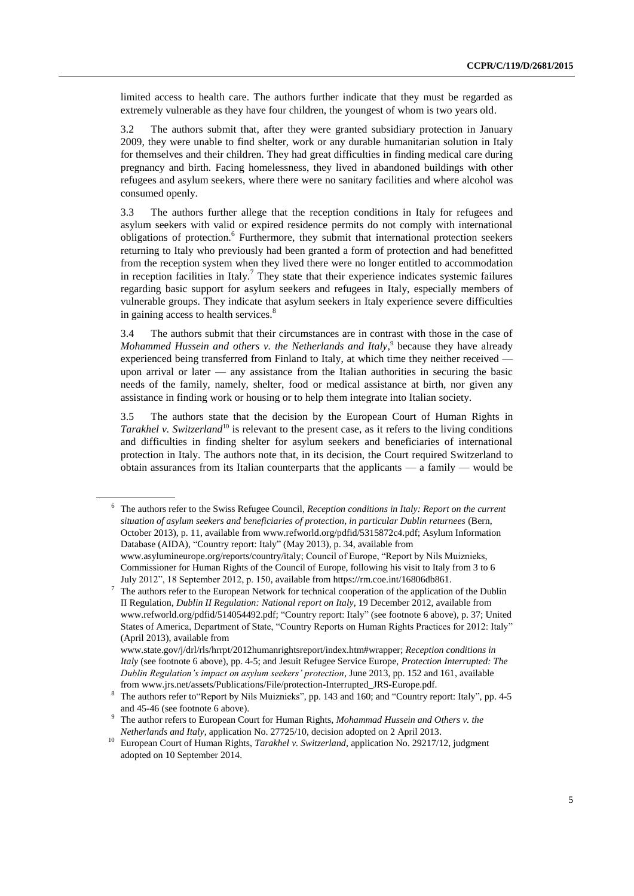limited access to health care. The authors further indicate that they must be regarded as extremely vulnerable as they have four children, the youngest of whom is two years old.

3.2 The authors submit that, after they were granted subsidiary protection in January 2009, they were unable to find shelter, work or any durable humanitarian solution in Italy for themselves and their children. They had great difficulties in finding medical care during pregnancy and birth. Facing homelessness, they lived in abandoned buildings with other refugees and asylum seekers, where there were no sanitary facilities and where alcohol was consumed openly.

3.3 The authors further allege that the reception conditions in Italy for refugees and asylum seekers with valid or expired residence permits do not comply with international obligations of protection.[6] Furthermore, they submit that international protection seekers returning to Italy who previously had been granted a form of protection and had benefitted from the reception system when they lived there were no longer entitled to accommodation in reception facilities in Italy.[7] They state that their experience indicates systemic failures regarding basic support for asylum seekers and refugees in Italy, especially members of vulnerable groups. They indicate that asylum seekers in Italy experience severe difficulties in gaining access to health services.[8]

3.4 The authors submit that their circumstances are in contrast with those in the case of *Mohammed Hussein and others v. the Netherlands and Italy*,[9] because they have already experienced being transferred from Finland to Italy, at which time they neither received — upon arrival or later — any assistance from the Italian authorities in securing the basic needs of the family, namely, shelter, food or medical assistance at birth, nor given any assistance in finding work or housing or to help them integrate into Italian society.

3.5 The authors state that the decision by the European Court of Human Rights in *Tarakhel v. Switzerland*[10] is relevant to the present case, as it refers to the living conditions and difficulties in finding shelter for asylum seekers and beneficiaries of international protection in Italy. The authors note that, in its decision, the Court required Switzerland to obtain assurances from its Italian counterparts that the applicants — a family — would be

---

[6] The authors refer to the Swiss Refugee Council, *Reception conditions in Italy: Report on the current situation of asylum seekers and beneficiaries of protection, in particular Dublin returnees* (Bern, October 2013), p. 11, available from www.refworld.org/pdfid/5315872c4.pdf; Asylum Information Database (AIDA), "Country report: Italy" (May 2013), p. 34, available from www.asylumineurope.org/reports/country/italy; Council of Europe, "Report by Nils Muiznieks, Commissioner for Human Rights of the Council of Europe, following his visit to Italy from 3 to 6 July 2012", 18 September 2012, p. 150, available from https://rm.coe.int/16806db861.

[7] The authors refer to the European Network for technical cooperation of the application of the Dublin II Regulation, *Dublin II Regulation: National report on Italy*, 19 December 2012, available from www.refworld.org/pdfid/514054492.pdf; "Country report: Italy" (see footnote 6 above), p. 37; United States of America, Department of State, "Country Reports on Human Rights Practices for 2012: Italy" (April 2013), available from www.state.gov/j/drl/rls/hrrpt/2012humanrightsreport/index.htm#wrapper; *Reception conditions in Italy* (see footnote 6 above), pp. 4-5; and Jesuit Refugee Service Europe, *Protection Interrupted: The Dublin Regulation's impact on asylum seekers' protection*, June 2013, pp. 152 and 161, available from www.jrs.net/assets/Publications/File/protection-Interrupted_JRS-Europe.pdf.

[8] The authors refer to"Report by Nils Muiznieks", pp. 143 and 160; and "Country report: Italy", pp. 4-5 and 45-46 (see footnote 6 above).

[9] The author refers to European Court for Human Rights, *Mohammad Hussein and Others v. the Netherlands and Italy*, application No. 27725/10, decision adopted on 2 April 2013.

[10] European Court of Human Rights, *Tarakhel v. Switzerland*, application No. 29217/12, judgment adopted on 10 September 2014.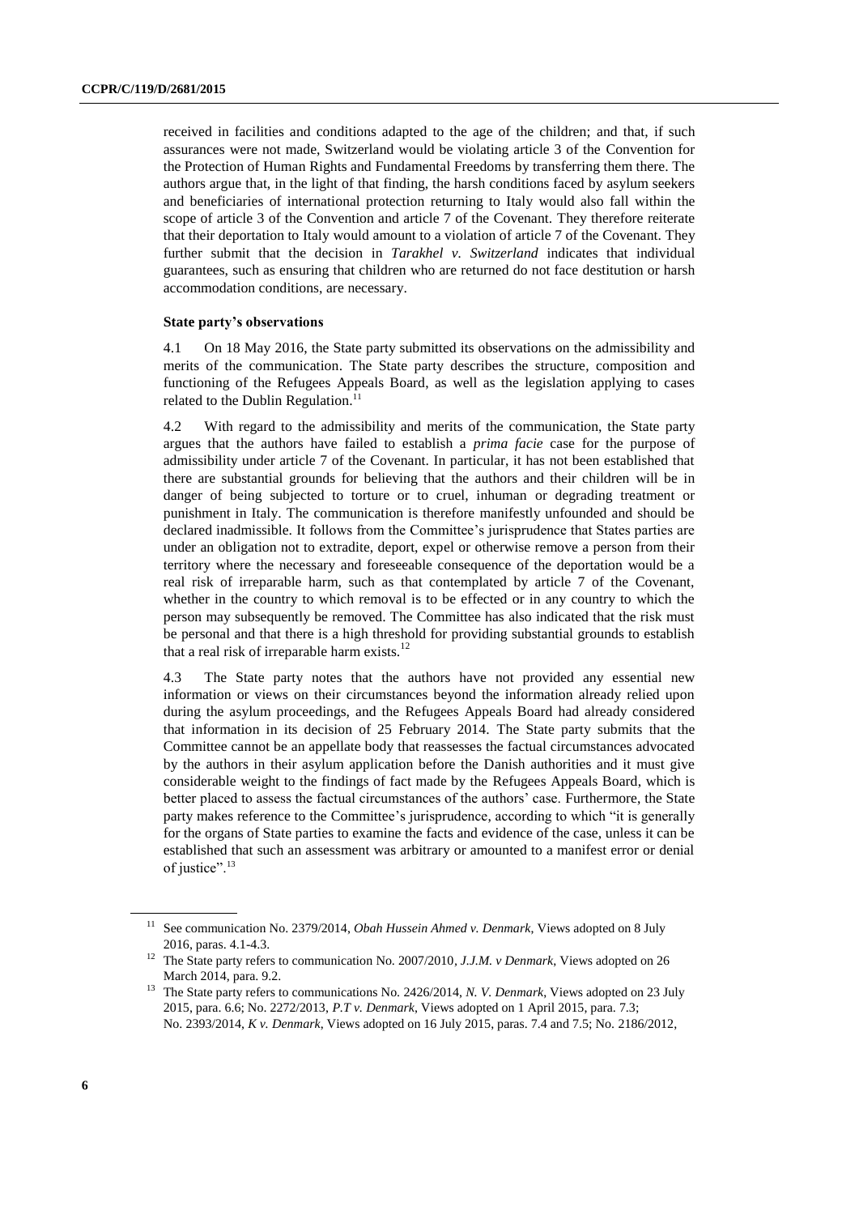received in facilities and conditions adapted to the age of the children; and that, if such assurances were not made, Switzerland would be violating article 3 of the Convention for the Protection of Human Rights and Fundamental Freedoms by transferring them there. The authors argue that, in the light of that finding, the harsh conditions faced by asylum seekers and beneficiaries of international protection returning to Italy would also fall within the scope of article 3 of the Convention and article 7 of the Covenant. They therefore reiterate that their deportation to Italy would amount to a violation of article 7 of the Covenant. They further submit that the decision in *Tarakhel v. Switzerland* indicates that individual guarantees, such as ensuring that children who are returned do not face destitution or harsh accommodation conditions, are necessary.

### State party's observations

4.1 On 18 May 2016, the State party submitted its observations on the admissibility and merits of the communication. The State party describes the structure, composition and functioning of the Refugees Appeals Board, as well as the legislation applying to cases related to the Dublin Regulation.[11]

4.2 With regard to the admissibility and merits of the communication, the State party argues that the authors have failed to establish a *prima facie* case for the purpose of admissibility under article 7 of the Covenant. In particular, it has not been established that there are substantial grounds for believing that the authors and their children will be in danger of being subjected to torture or to cruel, inhuman or degrading treatment or punishment in Italy. The communication is therefore manifestly unfounded and should be declared inadmissible. It follows from the Committee's jurisprudence that States parties are under an obligation not to extradite, deport, expel or otherwise remove a person from their territory where the necessary and foreseeable consequence of the deportation would be a real risk of irreparable harm, such as that contemplated by article 7 of the Covenant, whether in the country to which removal is to be effected or in any country to which the person may subsequently be removed. The Committee has also indicated that the risk must be personal and that there is a high threshold for providing substantial grounds to establish that a real risk of irreparable harm exists.[12]

4.3 The State party notes that the authors have not provided any essential new information or views on their circumstances beyond the information already relied upon during the asylum proceedings, and the Refugees Appeals Board had already considered that information in its decision of 25 February 2014. The State party submits that the Committee cannot be an appellate body that reassesses the factual circumstances advocated by the authors in their asylum application before the Danish authorities and it must give considerable weight to the findings of fact made by the Refugees Appeals Board, which is better placed to assess the factual circumstances of the authors' case. Furthermore, the State party makes reference to the Committee's jurisprudence, according to which "it is generally for the organs of State parties to examine the facts and evidence of the case, unless it can be established that such an assessment was arbitrary or amounted to a manifest error or denial of justice".[13]

---

[11] See communication No. 2379/2014, *Obah Hussein Ahmed v. Denmark*, Views adopted on 8 July 2016, paras. 4.1-4.3.

[12] The State party refers to communication No. 2007/2010, *J.J.M. v Denmark*, Views adopted on 26 March 2014, para. 9.2.

[13] The State party refers to communications No. 2426/2014, *N. V. Denmark*, Views adopted on 23 July 2015, para. 6.6; No. 2272/2013, *P.T v. Denmark*, Views adopted on 1 April 2015, para. 7.3; No. 2393/2014, *K v. Denmark*, Views adopted on 16 July 2015, paras. 7.4 and 7.5; No. 2186/2012,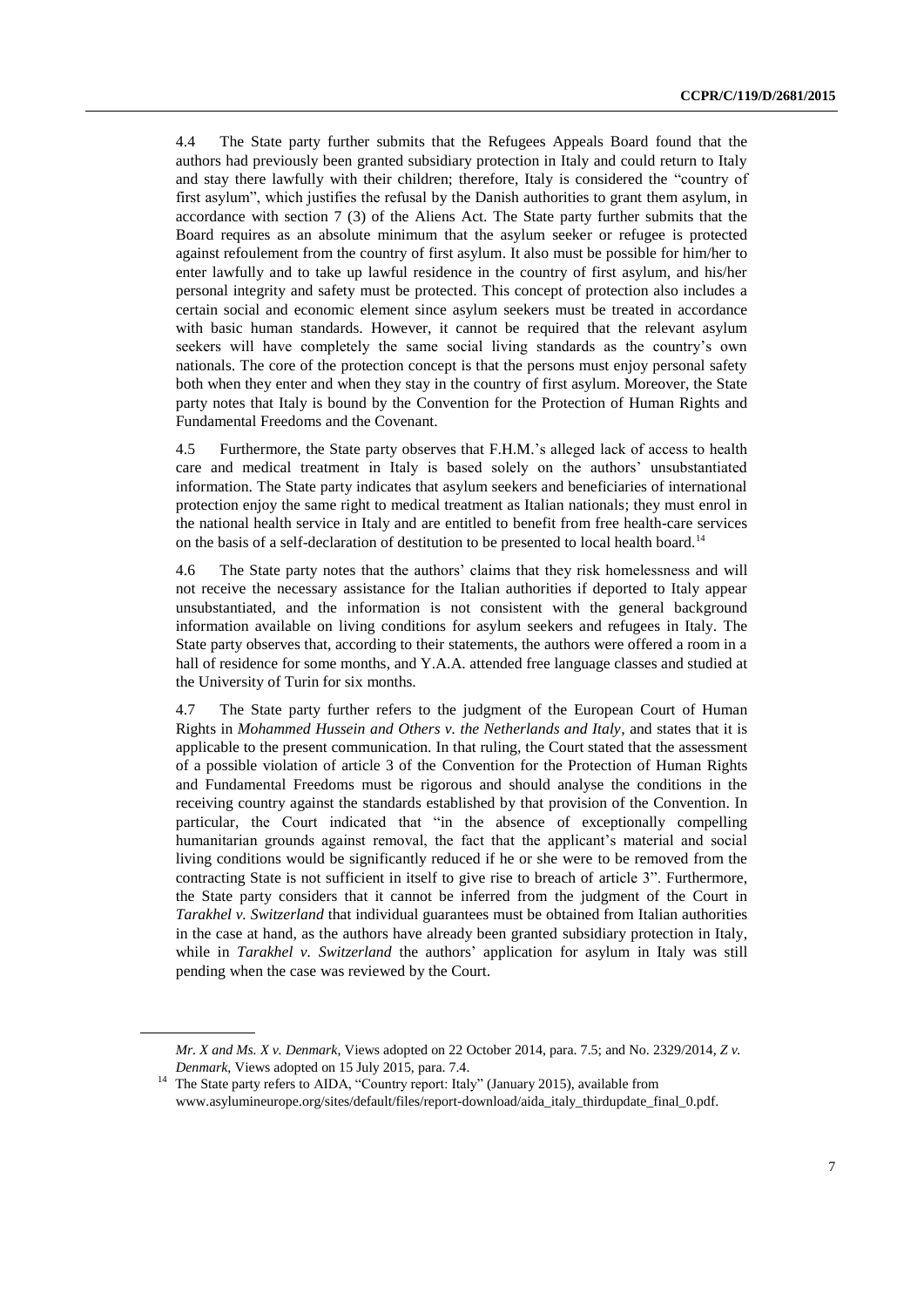4.4 The State party further submits that the Refugees Appeals Board found that the authors had previously been granted subsidiary protection in Italy and could return to Italy and stay there lawfully with their children; therefore, Italy is considered the "country of first asylum", which justifies the refusal by the Danish authorities to grant them asylum, in accordance with section 7 (3) of the Aliens Act. The State party further submits that the Board requires as an absolute minimum that the asylum seeker or refugee is protected against refoulement from the country of first asylum. It also must be possible for him/her to enter lawfully and to take up lawful residence in the country of first asylum, and his/her personal integrity and safety must be protected. This concept of protection also includes a certain social and economic element since asylum seekers must be treated in accordance with basic human standards. However, it cannot be required that the relevant asylum seekers will have completely the same social living standards as the country's own nationals. The core of the protection concept is that the persons must enjoy personal safety both when they enter and when they stay in the country of first asylum. Moreover, the State party notes that Italy is bound by the Convention for the Protection of Human Rights and Fundamental Freedoms and the Covenant.

4.5 Furthermore, the State party observes that F.H.M.'s alleged lack of access to health care and medical treatment in Italy is based solely on the authors' unsubstantiated information. The State party indicates that asylum seekers and beneficiaries of international protection enjoy the same right to medical treatment as Italian nationals; they must enrol in the national health service in Italy and are entitled to benefit from free health-care services on the basis of a self-declaration of destitution to be presented to local health board.[14]

4.6 The State party notes that the authors' claims that they risk homelessness and will not receive the necessary assistance for the Italian authorities if deported to Italy appear unsubstantiated, and the information is not consistent with the general background information available on living conditions for asylum seekers and refugees in Italy. The State party observes that, according to their statements, the authors were offered a room in a hall of residence for some months, and Y.A.A. attended free language classes and studied at the University of Turin for six months.

4.7 The State party further refers to the judgment of the European Court of Human Rights in *Mohammed Hussein and Others v. the Netherlands and Italy*, and states that it is applicable to the present communication. In that ruling, the Court stated that the assessment of a possible violation of article 3 of the Convention for the Protection of Human Rights and Fundamental Freedoms must be rigorous and should analyse the conditions in the receiving country against the standards established by that provision of the Convention. In particular, the Court indicated that "in the absence of exceptionally compelling humanitarian grounds against removal, the fact that the applicant's material and social living conditions would be significantly reduced if he or she were to be removed from the contracting State is not sufficient in itself to give rise to breach of article 3". Furthermore, the State party considers that it cannot be inferred from the judgment of the Court in *Tarakhel v. Switzerland* that individual guarantees must be obtained from Italian authorities in the case at hand, as the authors have already been granted subsidiary protection in Italy, while in *Tarakhel v. Switzerland* the authors' application for asylum in Italy was still pending when the case was reviewed by the Court.

*Mr. X and Ms. X v. Denmark*, Views adopted on 22 October 2014, para. 7.5; and No. 2329/2014, *Z v. Denmark*, Views adopted on 15 July 2015, para. 7.4.

[14] The State party refers to AIDA, "Country report: Italy" (January 2015), available from www.asylumineurope.org/sites/default/files/report-download/aida_italy_thirdupdate_final_0.pdf.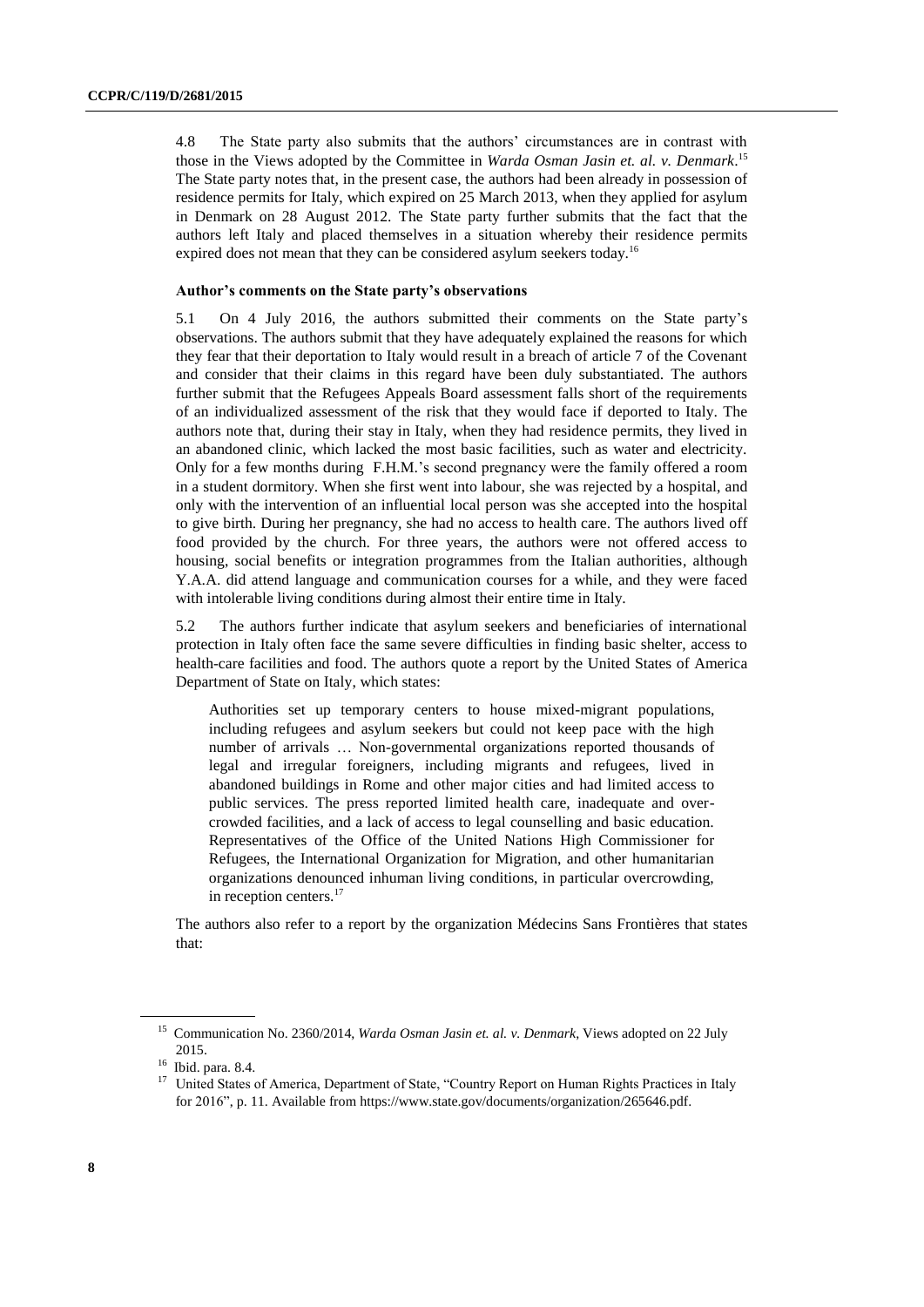4.8 The State party also submits that the authors' circumstances are in contrast with those in the Views adopted by the Committee in *Warda Osman Jasin et. al. v. Denmark*.[15] The State party notes that, in the present case, the authors had been already in possession of residence permits for Italy, which expired on 25 March 2013, when they applied for asylum in Denmark on 28 August 2012. The State party further submits that the fact that the authors left Italy and placed themselves in a situation whereby their residence permits expired does not mean that they can be considered asylum seekers today.[16]

### Author's comments on the State party's observations

5.1 On 4 July 2016, the authors submitted their comments on the State party's observations. The authors submit that they have adequately explained the reasons for which they fear that their deportation to Italy would result in a breach of article 7 of the Covenant and consider that their claims in this regard have been duly substantiated. The authors further submit that the Refugees Appeals Board assessment falls short of the requirements of an individualized assessment of the risk that they would face if deported to Italy. The authors note that, during their stay in Italy, when they had residence permits, they lived in an abandoned clinic, which lacked the most basic facilities, such as water and electricity. Only for a few months during F.H.M.'s second pregnancy were the family offered a room in a student dormitory. When she first went into labour, she was rejected by a hospital, and only with the intervention of an influential local person was she accepted into the hospital to give birth. During her pregnancy, she had no access to health care. The authors lived off food provided by the church. For three years, the authors were not offered access to housing, social benefits or integration programmes from the Italian authorities, although Y.A.A. did attend language and communication courses for a while, and they were faced with intolerable living conditions during almost their entire time in Italy.

5.2 The authors further indicate that asylum seekers and beneficiaries of international protection in Italy often face the same severe difficulties in finding basic shelter, access to health-care facilities and food. The authors quote a report by the United States of America Department of State on Italy, which states:

> Authorities set up temporary centers to house mixed-migrant populations, including refugees and asylum seekers but could not keep pace with the high number of arrivals … Non-governmental organizations reported thousands of legal and irregular foreigners, including migrants and refugees, lived in abandoned buildings in Rome and other major cities and had limited access to public services. The press reported limited health care, inadequate and over-crowded facilities, and a lack of access to legal counselling and basic education. Representatives of the Office of the United Nations High Commissioner for Refugees, the International Organization for Migration, and other humanitarian organizations denounced inhuman living conditions, in particular overcrowding, in reception centers.[17]

The authors also refer to a report by the organization Médecins Sans Frontières that states that:

---

[15] Communication No. 2360/2014, *Warda Osman Jasin et. al. v. Denmark*, Views adopted on 22 July 2015.

[16] Ibid. para. 8.4.

[17] United States of America, Department of State, "Country Report on Human Rights Practices in Italy for 2016", p. 11. Available from https://www.state.gov/documents/organization/265646.pdf.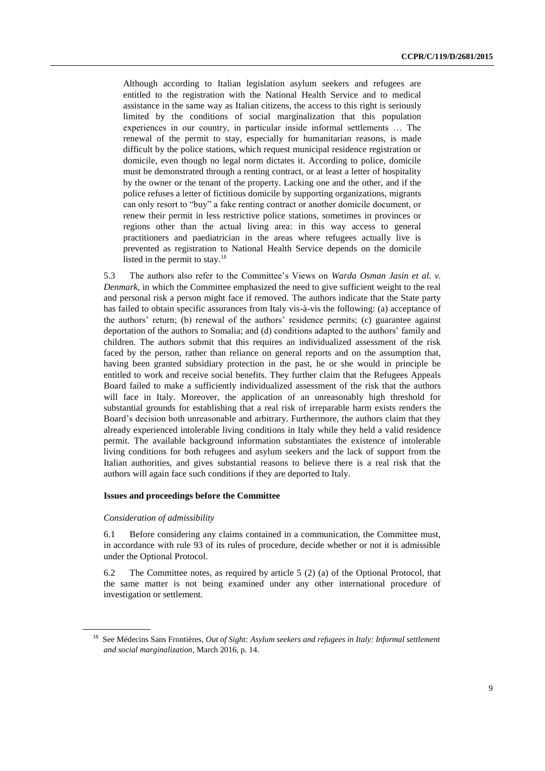> Although according to Italian legislation asylum seekers and refugees are entitled to the registration with the National Health Service and to medical assistance in the same way as Italian citizens, the access to this right is seriously limited by the conditions of social marginalization that this population experiences in our country, in particular inside informal settlements … The renewal of the permit to stay, especially for humanitarian reasons, is made difficult by the police stations, which request municipal residence registration or domicile, even though no legal norm dictates it. According to police, domicile must be demonstrated through a renting contract, or at least a letter of hospitality by the owner or the tenant of the property. Lacking one and the other, and if the police refuses a letter of fictitious domicile by supporting organizations, migrants can only resort to "buy" a fake renting contract or another domicile document, or renew their permit in less restrictive police stations, sometimes in provinces or regions other than the actual living area: in this way access to general practitioners and paediatrician in the areas where refugees actually live is prevented as registration to National Health Service depends on the domicile listed in the permit to stay.[18]

5.3 The authors also refer to the Committee's Views on *Warda Osman Jasin et al. v. Denmark*, in which the Committee emphasized the need to give sufficient weight to the real and personal risk a person might face if removed. The authors indicate that the State party has failed to obtain specific assurances from Italy vis-à-vis the following: (a) acceptance of the authors' return; (b) renewal of the authors' residence permits; (c) guarantee against deportation of the authors to Somalia; and (d) conditions adapted to the authors' family and children. The authors submit that this requires an individualized assessment of the risk faced by the person, rather than reliance on general reports and on the assumption that, having been granted subsidiary protection in the past, he or she would in principle be entitled to work and receive social benefits. They further claim that the Refugees Appeals Board failed to make a sufficiently individualized assessment of the risk that the authors will face in Italy. Moreover, the application of an unreasonably high threshold for substantial grounds for establishing that a real risk of irreparable harm exists renders the Board's decision both unreasonable and arbitrary. Furthermore, the authors claim that they already experienced intolerable living conditions in Italy while they held a valid residence permit. The available background information substantiates the existence of intolerable living conditions for both refugees and asylum seekers and the lack of support from the Italian authorities, and gives substantial reasons to believe there is a real risk that the authors will again face such conditions if they are deported to Italy.

### Issues and proceedings before the Committee

#### *Consideration of admissibility*

6.1 Before considering any claims contained in a communication, the Committee must, in accordance with rule 93 of its rules of procedure, decide whether or not it is admissible under the Optional Protocol.

6.2 The Committee notes, as required by article 5 (2) (a) of the Optional Protocol, that the same matter is not being examined under any other international procedure of investigation or settlement.

---

[18] See Médecins Sans Frontières, *Out of Sight: Asylum seekers and refugees in Italy: Informal settlement and social marginalization*, March 2016, p. 14.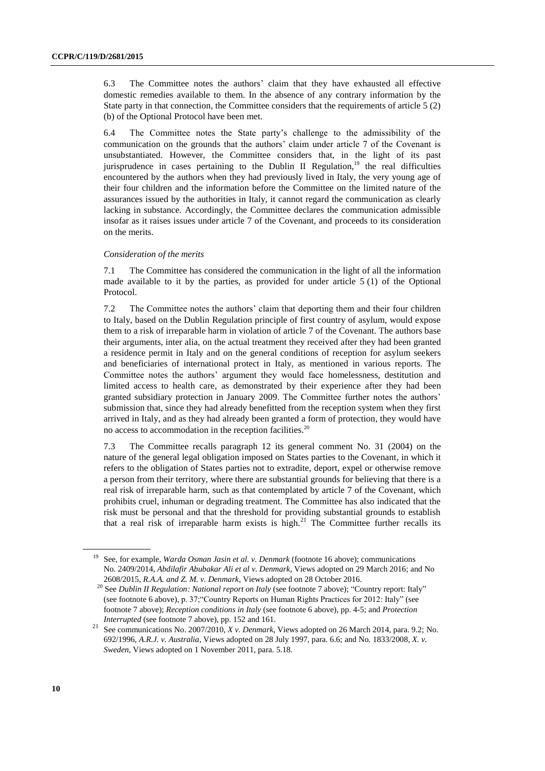6.3 The Committee notes the authors' claim that they have exhausted all effective domestic remedies available to them. In the absence of any contrary information by the State party in that connection, the Committee considers that the requirements of article 5 (2) (b) of the Optional Protocol have been met.

6.4 The Committee notes the State party's challenge to the admissibility of the communication on the grounds that the authors' claim under article 7 of the Covenant is unsubstantiated. However, the Committee considers that, in the light of its past jurisprudence in cases pertaining to the Dublin II Regulation,[19] the real difficulties encountered by the authors when they had previously lived in Italy, the very young age of their four children and the information before the Committee on the limited nature of the assurances issued by the authorities in Italy, it cannot regard the communication as clearly lacking in substance. Accordingly, the Committee declares the communication admissible insofar as it raises issues under article 7 of the Covenant, and proceeds to its consideration on the merits.

*Consideration of the merits*

7.1 The Committee has considered the communication in the light of all the information made available to it by the parties, as provided for under article 5 (1) of the Optional Protocol.

7.2 The Committee notes the authors' claim that deporting them and their four children to Italy, based on the Dublin Regulation principle of first country of asylum, would expose them to a risk of irreparable harm in violation of article 7 of the Covenant. The authors base their arguments, inter alia, on the actual treatment they received after they had been granted a residence permit in Italy and on the general conditions of reception for asylum seekers and beneficiaries of international protect in Italy, as mentioned in various reports. The Committee notes the authors' argument they would face homelessness, destitution and limited access to health care, as demonstrated by their experience after they had been granted subsidiary protection in January 2009. The Committee further notes the authors' submission that, since they had already benefitted from the reception system when they first arrived in Italy, and as they had already been granted a form of protection, they would have no access to accommodation in the reception facilities.[20]

7.3 The Committee recalls paragraph 12 its general comment No. 31 (2004) on the nature of the general legal obligation imposed on States parties to the Covenant, in which it refers to the obligation of States parties not to extradite, deport, expel or otherwise remove a person from their territory, where there are substantial grounds for believing that there is a real risk of irreparable harm, such as that contemplated by article 7 of the Covenant, which prohibits cruel, inhuman or degrading treatment. The Committee has also indicated that the risk must be personal and that the threshold for providing substantial grounds to establish that a real risk of irreparable harm exists is high.[21] The Committee further recalls its

---

[19] See, for example, *Warda Osman Jasin et al. v. Denmark* (footnote 16 above); communications No. 2409/2014, *Abdilafir Abubakar Ali et al v. Denmark*, Views adopted on 29 March 2016; and No 2608/2015, *R.A.A. and Z. M. v. Denmark*, Views adopted on 28 October 2016.

[20] See *Dublin II Regulation: National report on Italy* (see footnote 7 above); "Country report: Italy" (see footnote 6 above), p. 37;"Country Reports on Human Rights Practices for 2012: Italy" (see footnote 7 above); *Reception conditions in Italy* (see footnote 6 above), pp. 4-5; and *Protection Interrupted* (see footnote 7 above), pp. 152 and 161.

[21] See communications No. 2007/2010, *X v. Denmark*, Views adopted on 26 March 2014, para. 9.2; No. 692/1996, *A.R.J. v. Australia*, Views adopted on 28 July 1997, para. 6.6; and No. 1833/2008, *X. v. Sweden*, Views adopted on 1 November 2011, para. 5.18.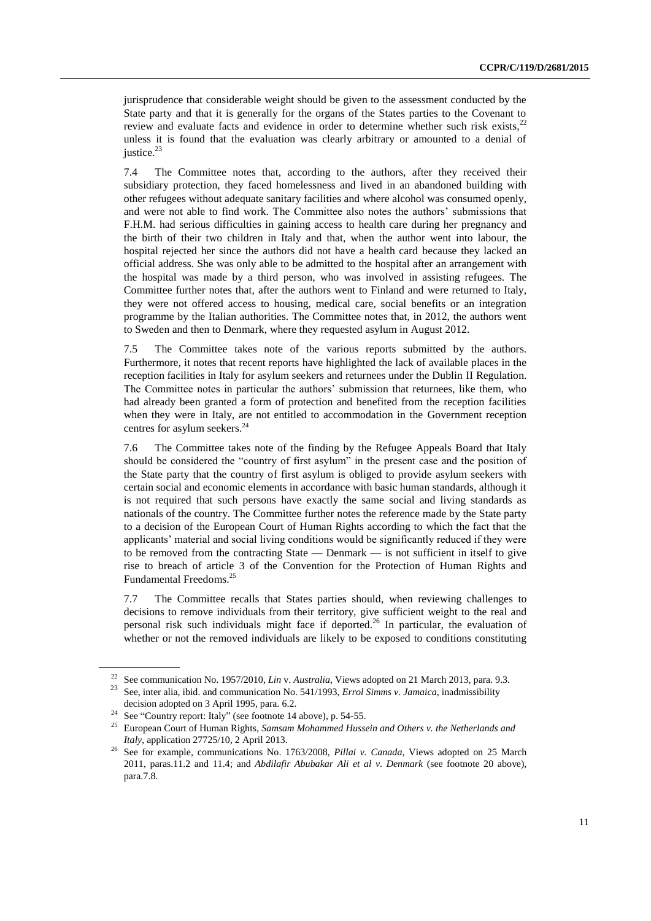jurisprudence that considerable weight should be given to the assessment conducted by the State party and that it is generally for the organs of the States parties to the Covenant to review and evaluate facts and evidence in order to determine whether such risk exists,[22] unless it is found that the evaluation was clearly arbitrary or amounted to a denial of justice.[23]

7.4 The Committee notes that, according to the authors, after they received their subsidiary protection, they faced homelessness and lived in an abandoned building with other refugees without adequate sanitary facilities and where alcohol was consumed openly, and were not able to find work. The Committee also notes the authors' submissions that F.H.M. had serious difficulties in gaining access to health care during her pregnancy and the birth of their two children in Italy and that, when the author went into labour, the hospital rejected her since the authors did not have a health card because they lacked an official address. She was only able to be admitted to the hospital after an arrangement with the hospital was made by a third person, who was involved in assisting refugees. The Committee further notes that, after the authors went to Finland and were returned to Italy, they were not offered access to housing, medical care, social benefits or an integration programme by the Italian authorities. The Committee notes that, in 2012, the authors went to Sweden and then to Denmark, where they requested asylum in August 2012.

7.5 The Committee takes note of the various reports submitted by the authors. Furthermore, it notes that recent reports have highlighted the lack of available places in the reception facilities in Italy for asylum seekers and returnees under the Dublin II Regulation. The Committee notes in particular the authors' submission that returnees, like them, who had already been granted a form of protection and benefited from the reception facilities when they were in Italy, are not entitled to accommodation in the Government reception centres for asylum seekers.[24]

7.6 The Committee takes note of the finding by the Refugee Appeals Board that Italy should be considered the "country of first asylum" in the present case and the position of the State party that the country of first asylum is obliged to provide asylum seekers with certain social and economic elements in accordance with basic human standards, although it is not required that such persons have exactly the same social and living standards as nationals of the country. The Committee further notes the reference made by the State party to a decision of the European Court of Human Rights according to which the fact that the applicants' material and social living conditions would be significantly reduced if they were to be removed from the contracting State — Denmark — is not sufficient in itself to give rise to breach of article 3 of the Convention for the Protection of Human Rights and Fundamental Freedoms.[25]

7.7 The Committee recalls that States parties should, when reviewing challenges to decisions to remove individuals from their territory, give sufficient weight to the real and personal risk such individuals might face if deported.[26] In particular, the evaluation of whether or not the removed individuals are likely to be exposed to conditions constituting

---

[22] See communication No. 1957/2010, *Lin* v. *Australia*, Views adopted on 21 March 2013, para. 9.3.

[23] See, inter alia, ibid. and communication No. 541/1993, *Errol Simms v. Jamaica*, inadmissibility decision adopted on 3 April 1995, para. 6.2.

[24] See "Country report: Italy" (see footnote 14 above), p. 54-55.

[25] European Court of Human Rights, *Samsam Mohammed Hussein and Others v. the Netherlands and Italy*, application 27725/10, 2 April 2013.

[26] See for example, communications No. 1763/2008, *Pillai v. Canada*, Views adopted on 25 March 2011, paras.11.2 and 11.4; and *Abdilafir Abubakar Ali et al v. Denmark* (see footnote 20 above), para.7.8.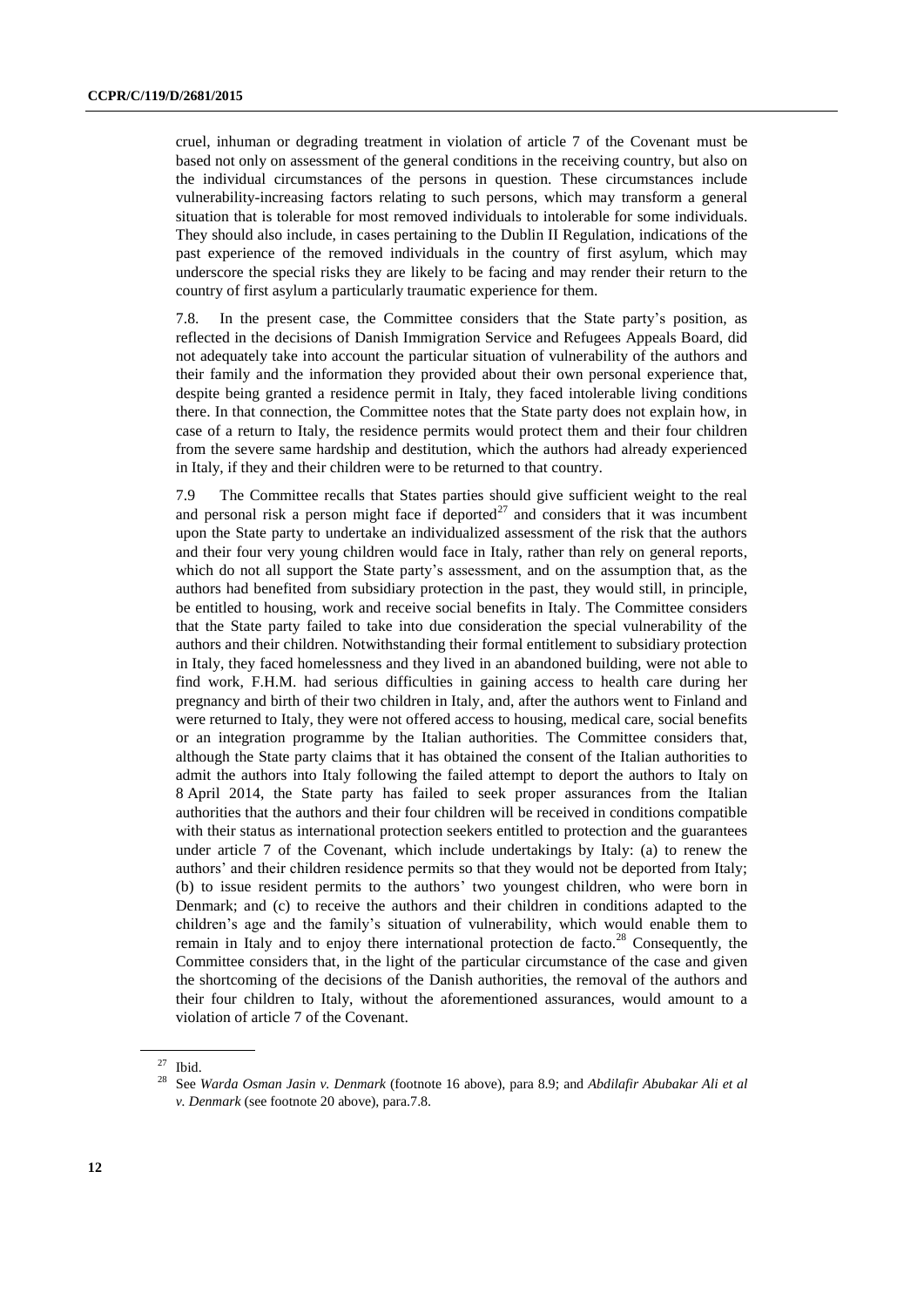cruel, inhuman or degrading treatment in violation of article 7 of the Covenant must be based not only on assessment of the general conditions in the receiving country, but also on the individual circumstances of the persons in question. These circumstances include vulnerability-increasing factors relating to such persons, which may transform a general situation that is tolerable for most removed individuals to intolerable for some individuals. They should also include, in cases pertaining to the Dublin II Regulation, indications of the past experience of the removed individuals in the country of first asylum, which may underscore the special risks they are likely to be facing and may render their return to the country of first asylum a particularly traumatic experience for them.

7.8. In the present case, the Committee considers that the State party's position, as reflected in the decisions of Danish Immigration Service and Refugees Appeals Board, did not adequately take into account the particular situation of vulnerability of the authors and their family and the information they provided about their own personal experience that, despite being granted a residence permit in Italy, they faced intolerable living conditions there. In that connection, the Committee notes that the State party does not explain how, in case of a return to Italy, the residence permits would protect them and their four children from the severe same hardship and destitution, which the authors had already experienced in Italy, if they and their children were to be returned to that country.

7.9 The Committee recalls that States parties should give sufficient weight to the real and personal risk a person might face if deported[27] and considers that it was incumbent upon the State party to undertake an individualized assessment of the risk that the authors and their four very young children would face in Italy, rather than rely on general reports, which do not all support the State party's assessment, and on the assumption that, as the authors had benefited from subsidiary protection in the past, they would still, in principle, be entitled to housing, work and receive social benefits in Italy. The Committee considers that the State party failed to take into due consideration the special vulnerability of the authors and their children. Notwithstanding their formal entitlement to subsidiary protection in Italy, they faced homelessness and they lived in an abandoned building, were not able to find work, F.H.M. had serious difficulties in gaining access to health care during her pregnancy and birth of their two children in Italy, and, after the authors went to Finland and were returned to Italy, they were not offered access to housing, medical care, social benefits or an integration programme by the Italian authorities. The Committee considers that, although the State party claims that it has obtained the consent of the Italian authorities to admit the authors into Italy following the failed attempt to deport the authors to Italy on 8 April 2014, the State party has failed to seek proper assurances from the Italian authorities that the authors and their four children will be received in conditions compatible with their status as international protection seekers entitled to protection and the guarantees under article 7 of the Covenant, which include undertakings by Italy: (a) to renew the authors' and their children residence permits so that they would not be deported from Italy; (b) to issue resident permits to the authors' two youngest children, who were born in Denmark; and (c) to receive the authors and their children in conditions adapted to the children's age and the family's situation of vulnerability, which would enable them to remain in Italy and to enjoy there international protection de facto.[28] Consequently, the Committee considers that, in the light of the particular circumstance of the case and given the shortcoming of the decisions of the Danish authorities, the removal of the authors and their four children to Italy, without the aforementioned assurances, would amount to a violation of article 7 of the Covenant.

[27] Ibid.

[28] See *Warda Osman Jasin v. Denmark* (footnote 16 above), para 8.9; and *Abdilafir Abubakar Ali et al v. Denmark* (see footnote 20 above), para.7.8.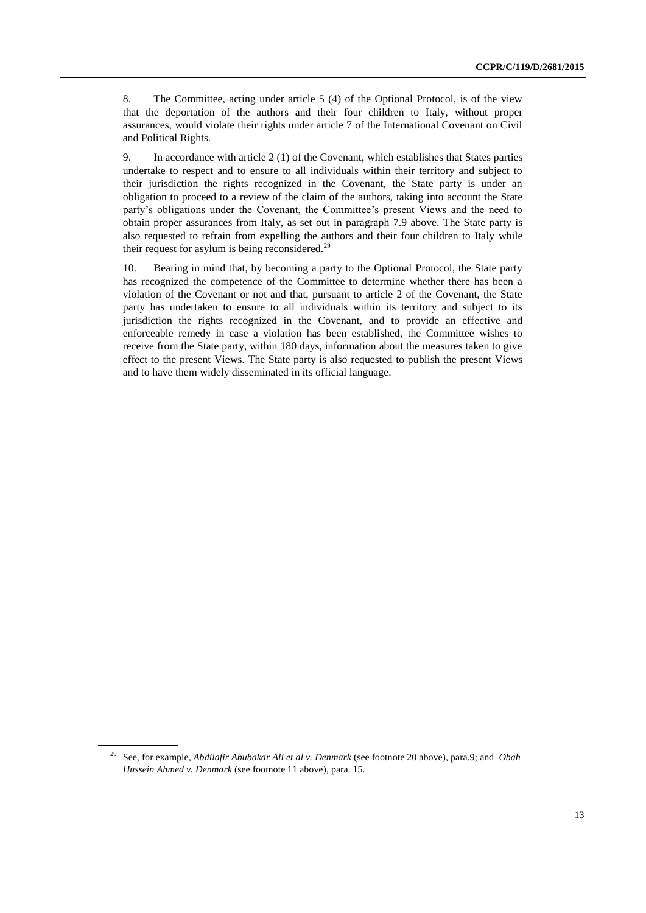8. The Committee, acting under article 5 (4) of the Optional Protocol, is of the view that the deportation of the authors and their four children to Italy, without proper assurances, would violate their rights under article 7 of the International Covenant on Civil and Political Rights.

9. In accordance with article 2 (1) of the Covenant, which establishes that States parties undertake to respect and to ensure to all individuals within their territory and subject to their jurisdiction the rights recognized in the Covenant, the State party is under an obligation to proceed to a review of the claim of the authors, taking into account the State party's obligations under the Covenant, the Committee's present Views and the need to obtain proper assurances from Italy, as set out in paragraph 7.9 above. The State party is also requested to refrain from expelling the authors and their four children to Italy while their request for asylum is being reconsidered.[29]

10. Bearing in mind that, by becoming a party to the Optional Protocol, the State party has recognized the competence of the Committee to determine whether there has been a violation of the Covenant or not and that, pursuant to article 2 of the Covenant, the State party has undertaken to ensure to all individuals within its territory and subject to its jurisdiction the rights recognized in the Covenant, and to provide an effective and enforceable remedy in case a violation has been established, the Committee wishes to receive from the State party, within 180 days, information about the measures taken to give effect to the present Views. The State party is also requested to publish the present Views and to have them widely disseminated in its official language.

---

[29] See, for example, *Abdilafir Abubakar Ali et al v. Denmark* (see footnote 20 above), para.9; and *Obah Hussein Ahmed v. Denmark* (see footnote 11 above), para. 15.